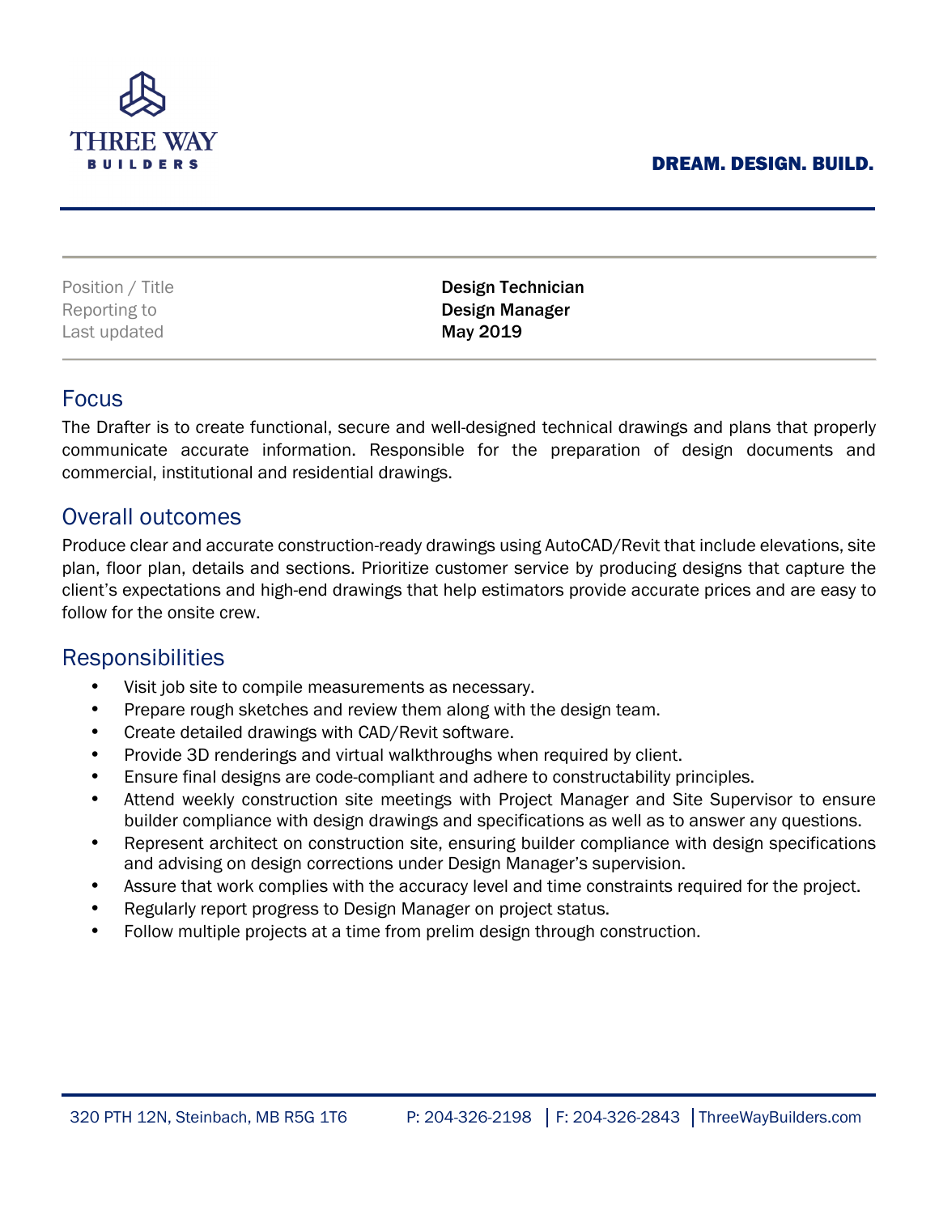THREE WAY
BUILDERS

**DREAM. DESIGN. BUILD.**

| Position / Title | **Design Technician** |
|---|---|
| Reporting to | **Design Manager** |
| Last updated | **May 2019** |

## Focus

The Drafter is to create functional, secure and well-designed technical drawings and plans that properly communicate accurate information. Responsible for the preparation of design documents and commercial, institutional and residential drawings.

## Overall outcomes

Produce clear and accurate construction-ready drawings using AutoCAD/Revit that include elevations, site plan, floor plan, details and sections. Prioritize customer service by producing designs that capture the client's expectations and high-end drawings that help estimators provide accurate prices and are easy to follow for the onsite crew.

## Responsibilities

- Visit job site to compile measurements as necessary.
- Prepare rough sketches and review them along with the design team.
- Create detailed drawings with CAD/Revit software.
- Provide 3D renderings and virtual walkthroughs when required by client.
- Ensure final designs are code-compliant and adhere to constructability principles.
- Attend weekly construction site meetings with Project Manager and Site Supervisor to ensure builder compliance with design drawings and specifications as well as to answer any questions.
- Represent architect on construction site, ensuring builder compliance with design specifications and advising on design corrections under Design Manager's supervision.
- Assure that work complies with the accuracy level and time constraints required for the project.
- Regularly report progress to Design Manager on project status.
- Follow multiple projects at a time from prelim design through construction.

320 PTH 12N, Steinbach, MB R5G 1T6 | P: 204-326-2198 | F: 204-326-2843 | ThreeWayBuilders.com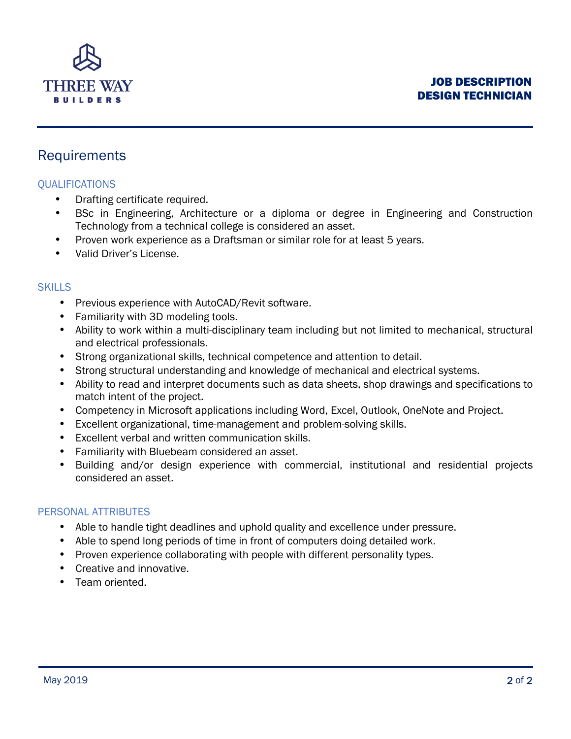## Requirements

### QUALIFICATIONS

- Drafting certificate required.
- BSc in Engineering, Architecture or a diploma or degree in Engineering and Construction Technology from a technical college is considered an asset.
- Proven work experience as a Draftsman or similar role for at least 5 years.
- Valid Driver's License.

### SKILLS

- Previous experience with AutoCAD/Revit software.
- Familiarity with 3D modeling tools.
- Ability to work within a multi-disciplinary team including but not limited to mechanical, structural and electrical professionals.
- Strong organizational skills, technical competence and attention to detail.
- Strong structural understanding and knowledge of mechanical and electrical systems.
- Ability to read and interpret documents such as data sheets, shop drawings and specifications to match intent of the project.
- Competency in Microsoft applications including Word, Excel, Outlook, OneNote and Project.
- Excellent organizational, time-management and problem-solving skills.
- Excellent verbal and written communication skills.
- Familiarity with Bluebeam considered an asset.
- Building and/or design experience with commercial, institutional and residential projects considered an asset.

### PERSONAL ATTRIBUTES

- Able to handle tight deadlines and uphold quality and excellence under pressure.
- Able to spend long periods of time in front of computers doing detailed work.
- Proven experience collaborating with people with different personality types.
- Creative and innovative.
- Team oriented.